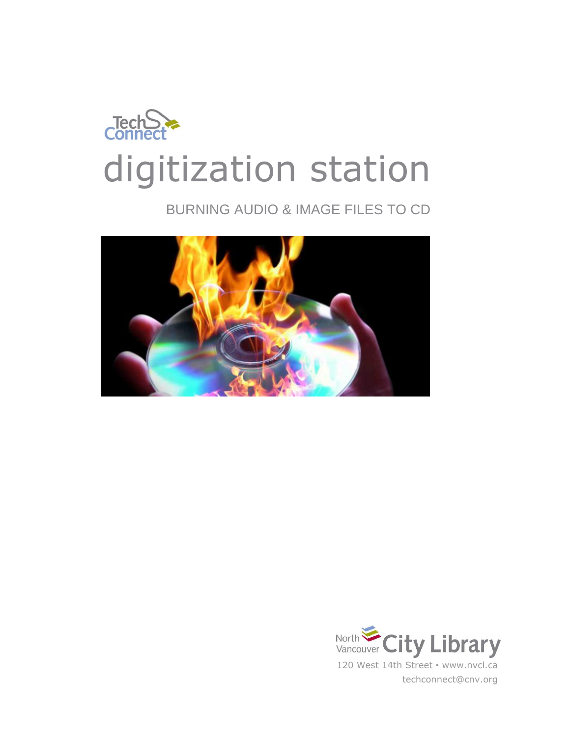TechConnect

# digitization station

## BURNING AUDIO & IMAGE FILES TO CD

North Vancouver City Library

120 West 14th Street • www.nvcl.ca

techconnect@cnv.org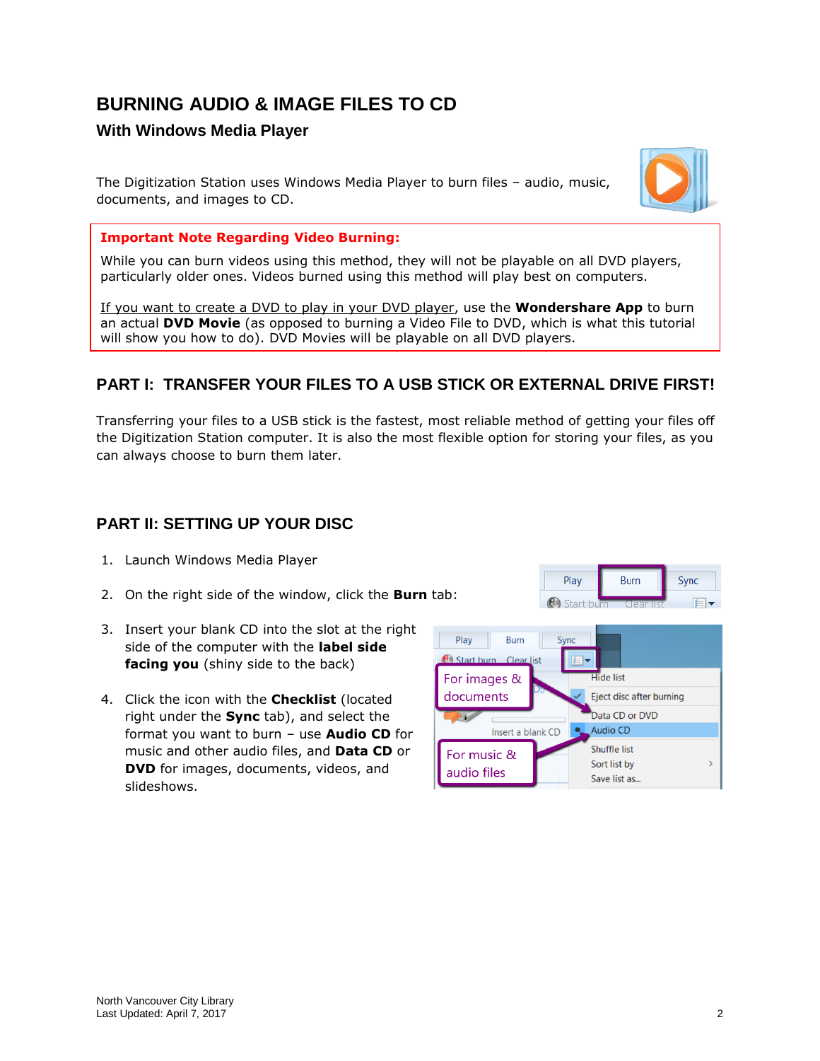# BURNING AUDIO & IMAGE FILES TO CD

## With Windows Media Player

The Digitization Station uses Windows Media Player to burn files – audio, music, documents, and images to CD.

**Important Note Regarding Video Burning:**

While you can burn videos using this method, they will not be playable on all DVD players, particularly older ones. Videos burned using this method will play best on computers.

If you want to create a DVD to play in your DVD player, use the **Wondershare App** to burn an actual **DVD Movie** (as opposed to burning a Video File to DVD, which is what this tutorial will show you how to do). DVD Movies will be playable on all DVD players.

## PART I: TRANSFER YOUR FILES TO A USB STICK OR EXTERNAL DRIVE FIRST!

Transferring your files to a USB stick is the fastest, most reliable method of getting your files off the Digitization Station computer. It is also the most flexible option for storing your files, as you can always choose to burn them later.

## PART II: SETTING UP YOUR DISC

1. Launch Windows Media Player
2. On the right side of the window, click the **Burn** tab:
3. Insert your blank CD into the slot at the right side of the computer with the **label side facing you** (shiny side to the back)
4. Click the icon with the **Checklist** (located right under the **Sync** tab), and select the format you want to burn – use **Audio CD** for music and other audio files, and **Data CD** or **DVD** for images, documents, videos, and slideshows.

North Vancouver City Library
Last Updated: April 7, 2017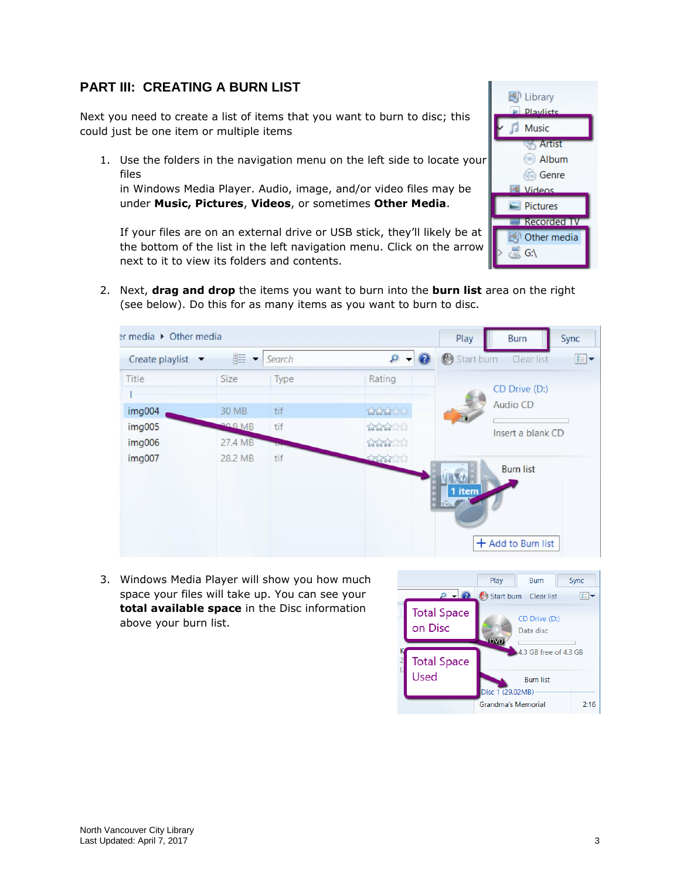## PART III: CREATING A BURN LIST

Next you need to create a list of items that you want to burn to disc; this could just be one item or multiple items

1. Use the folders in the navigation menu on the left side to locate your files in Windows Media Player. Audio, image, and/or video files may be under **Music, Pictures**, **Videos**, or sometimes **Other Media**.

   If your files are on an external drive or USB stick, they'll likely be at the bottom of the list in the left navigation menu. Click on the arrow next to it to view its folders and contents.

2. Next, **drag and drop** the items you want to burn into the **burn list** area on the right (see below). Do this for as many items as you want to burn to disc.

3. Windows Media Player will show you how much space your files will take up. You can see your **total available space** in the Disc information above your burn list.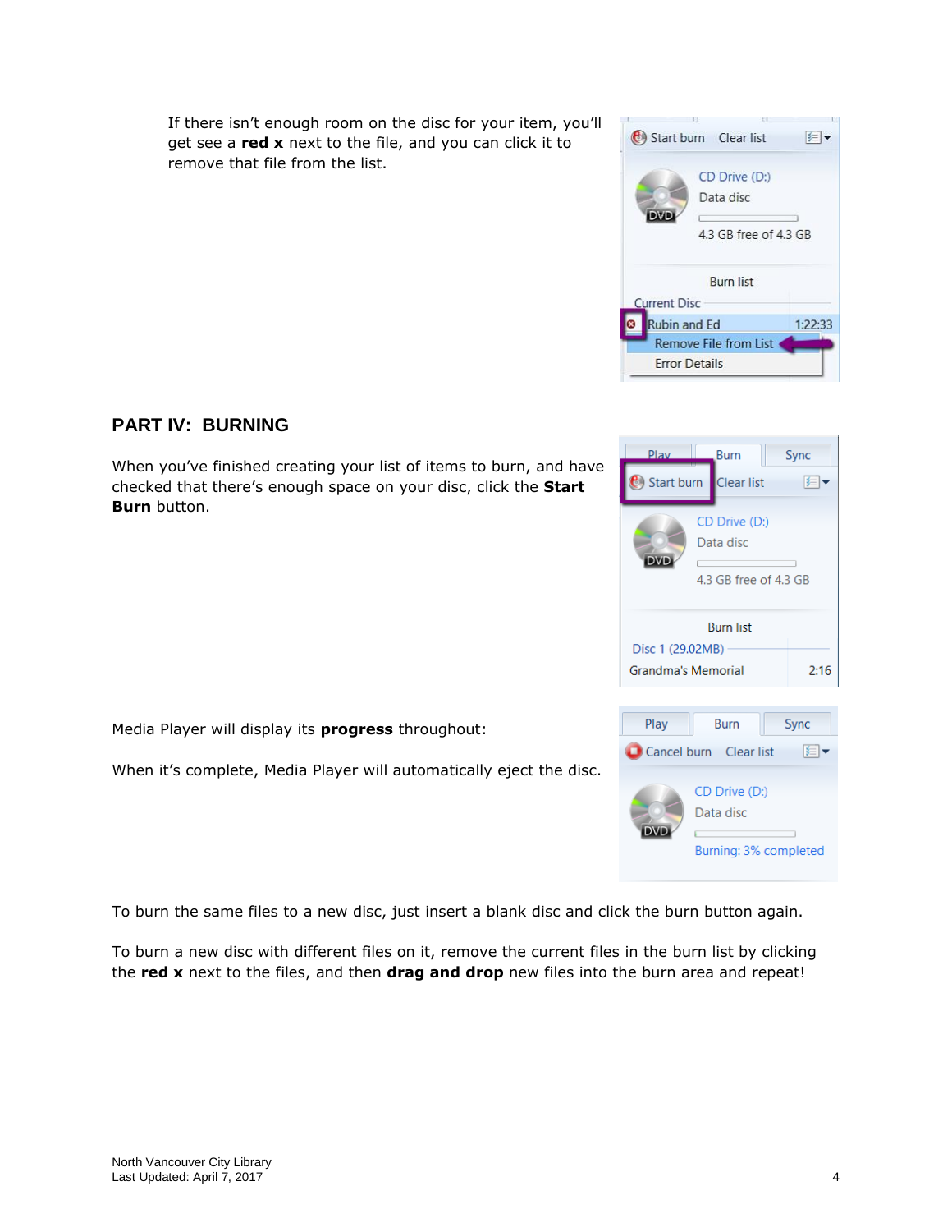If there isn't enough room on the disc for your item, you'll get see a **red x** next to the file, and you can click it to remove that file from the list.

## PART IV: BURNING

When you've finished creating your list of items to burn, and have checked that there's enough space on your disc, click the **Start Burn** button.

Media Player will display its **progress** throughout:

When it's complete, Media Player will automatically eject the disc.

To burn the same files to a new disc, just insert a blank disc and click the burn button again.

To burn a new disc with different files on it, remove the current files in the burn list by clicking the **red x** next to the files, and then **drag and drop** new files into the burn area and repeat!

North Vancouver City Library
Last Updated: April 7, 2017